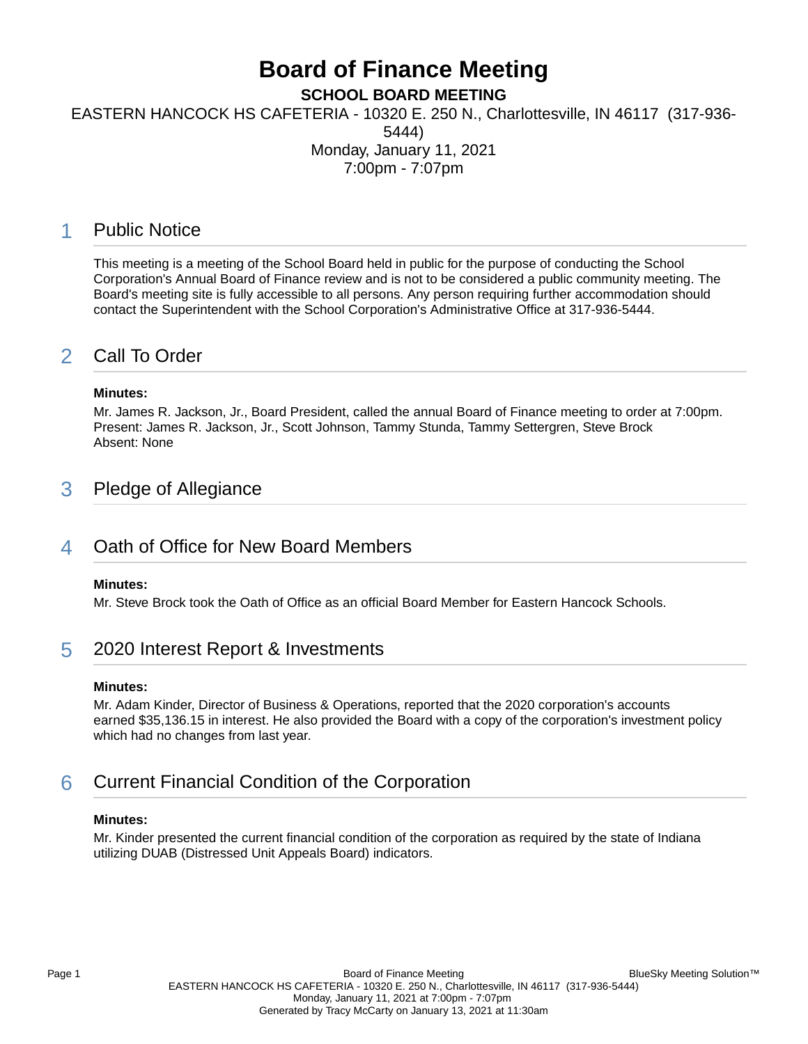# Board of Finance Meeting

**SCHOOL BOARD MEETING**

EASTERN HANCOCK HS CAFETERIA - 10320 E. 250 N., Charlottesville, IN 46117 (317-936-5444)

Monday, January 11, 2021

7:00pm - 7:07pm

## 1 Public Notice

This meeting is a meeting of the School Board held in public for the purpose of conducting the School Corporation's Annual Board of Finance review and is not to be considered a public community meeting. The Board's meeting site is fully accessible to all persons. Any person requiring further accommodation should contact the Superintendent with the School Corporation's Administrative Office at 317-936-5444.

## 2 Call To Order

**Minutes:**

Mr. James R. Jackson, Jr., Board President, called the annual Board of Finance meeting to order at 7:00pm.
Present: James R. Jackson, Jr., Scott Johnson, Tammy Stunda, Tammy Settergren, Steve Brock
Absent: None

## 3 Pledge of Allegiance

## 4 Oath of Office for New Board Members

**Minutes:**

Mr. Steve Brock took the Oath of Office as an official Board Member for Eastern Hancock Schools.

## 5 2020 Interest Report & Investments

**Minutes:**

Mr. Adam Kinder, Director of Business & Operations, reported that the 2020 corporation's accounts earned $35,136.15 in interest. He also provided the Board with a copy of the corporation's investment policy which had no changes from last year.

## 6 Current Financial Condition of the Corporation

**Minutes:**

Mr. Kinder presented the current financial condition of the corporation as required by the state of Indiana utilizing DUAB (Distressed Unit Appeals Board) indicators.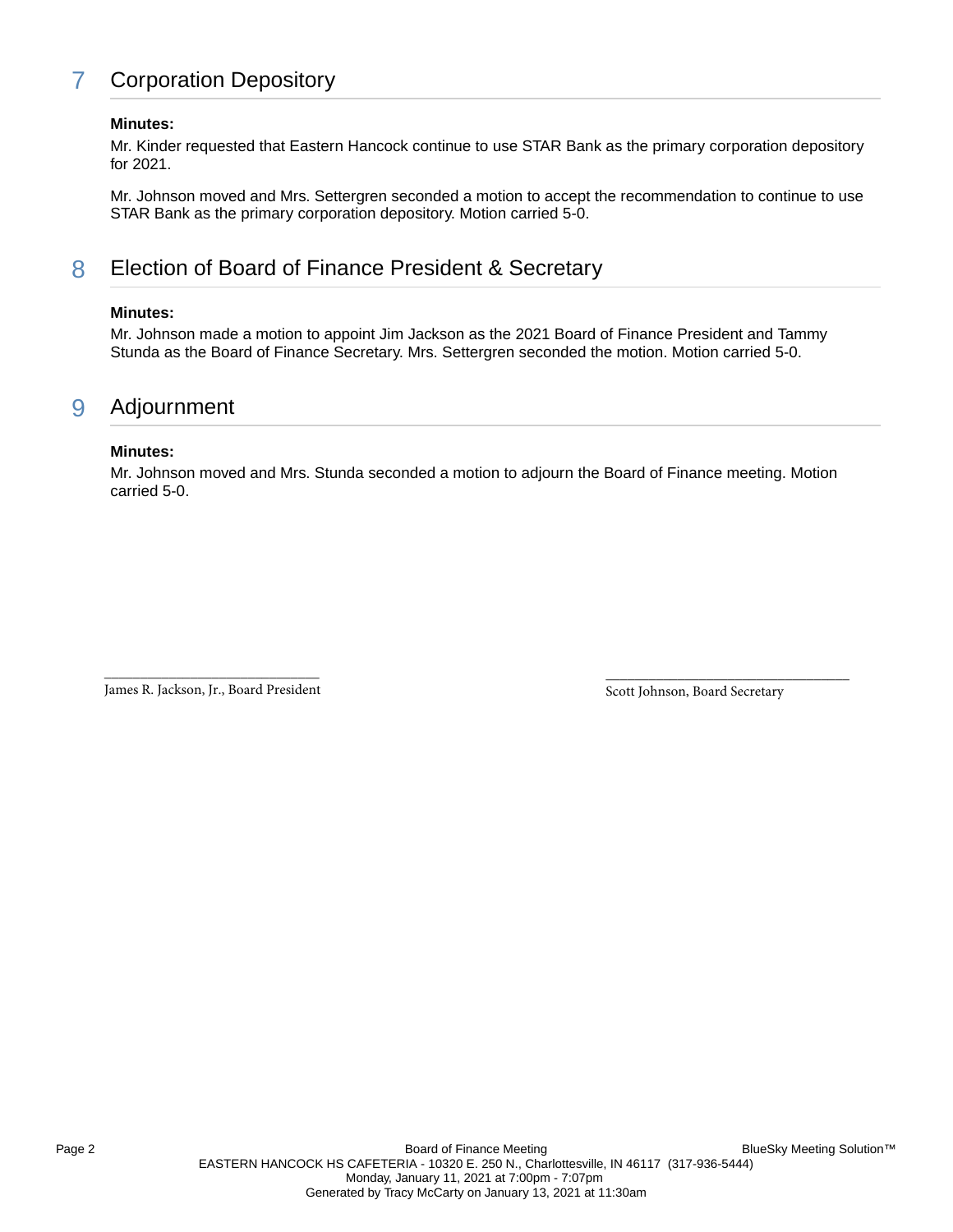## 7 Corporation Depository

**Minutes:**

Mr. Kinder requested that Eastern Hancock continue to use STAR Bank as the primary corporation depository for 2021.

Mr. Johnson moved and Mrs. Settergren seconded a motion to accept the recommendation to continue to use STAR Bank as the primary corporation depository. Motion carried 5-0.

## 8 Election of Board of Finance President & Secretary

**Minutes:**

Mr. Johnson made a motion to appoint Jim Jackson as the 2021 Board of Finance President and Tammy Stunda as the Board of Finance Secretary. Mrs. Settergren seconded the motion. Motion carried 5-0.

## 9 Adjournment

**Minutes:**

Mr. Johnson moved and Mrs. Stunda seconded a motion to adjourn the Board of Finance meeting. Motion carried 5-0.

\_\_\_\_\_\_\_\_\_\_\_\_\_\_\_\_\_\_\_\_\_\_\_\_\_\_\_\_\_\_
James R. Jackson, Jr., Board President

\_\_\_\_\_\_\_\_\_\_\_\_\_\_\_\_\_\_\_\_\_\_\_\_\_\_\_\_\_\_
Scott Johnson, Board Secretary